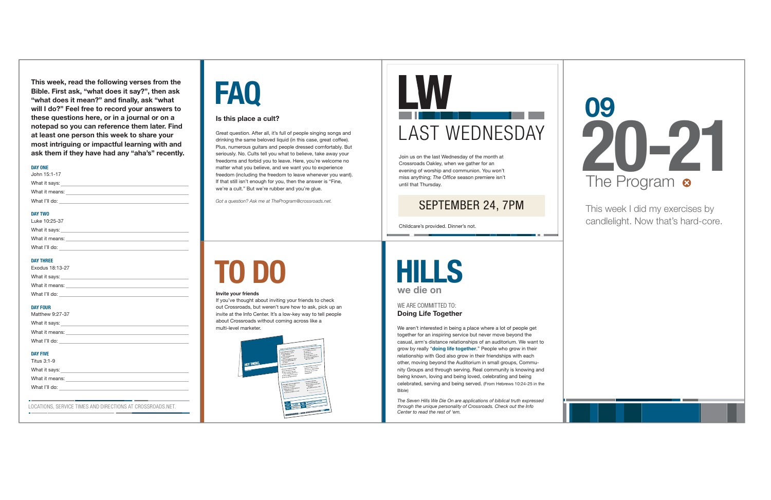# 09 20-21

## The Program

This week I did my exercises by candlelight. Now that's hard-core.

This week, read the following verses from the Bible. First ask, "what does it say?", then ask "what does it mean?" and finally, ask "what will I do?" Feel free to record your answers to these questions here, or in a journal or on a notepad so you can reference them later. Find at least one person this week to share your most intriguing or impactful learning with and ask them if they have had any "aha's" recently.

**DAY ONE**

John 15:1-17

What it says: ______________________

What it means: ______________________

What I'll do: ______________________

**DAY TWO**

Luke 10:25-37

What it says: ______________________

What it means: ______________________

What I'll do: ______________________

**DAY THREE**

Exodus 18:13-27

What it says: ______________________

What it means: ______________________

What I'll do: ______________________

**DAY FOUR**

Matthew 9:27-37

What it says: ______________________

What it means: ______________________

What I'll do: ______________________

**DAY FIVE**

Titus 3:1-9

What it says: ______________________

What it means: ______________________

What I'll do: ______________________

LOCATIONS, SERVICE TIMES AND DIRECTIONS AT CROSSROADS.NET.

# FAQ

**Is this place a cult?**

Great question. After all, it's full of people singing songs and drinking the same beloved liquid (in this case, great coffee). Plus, numerous guitars and people dressed comfortably. But seriously. No. Cults tell you what to believe, take away your freedoms and forbid you to leave. Here, you're welcome no matter what you believe, and we want you to experience freedom (including the freedom to leave whenever you want). If that still isn't enough for you, then the answer is "Fine, we're a cult." But we're rubber and you're glue.

*Got a question? Ask me at TheProgram@crossroads.net.*

# TO DO

**Invite your friends**

If you've thought about inviting your friends to check out Crossroads, but weren't sure how to ask, pick up an invite at the Info Center. It's a low-key way to tell people about Crossroads without coming across like a multi-level marketer.

# LW

## LAST WEDNESDAY

Join us on the last Wednesday of the month at Crossroads Oakley, when we gather for an evening of worship and communion. You won't miss anything; *The Office* season premiere isn't until that Thursday.

**SEPTEMBER 24, 7PM**

Childcare's provided. Dinner's not.

# HILLS

## we die on

WE ARE COMMITTED TO:

**Doing Life Together**

We aren't interested in being a place where a lot of people get together for an inspiring service but never move beyond the casual, arm's distance relationships of an auditorium. We want to grow by really "**doing life together**." People who grow in their relationship with God also grow in their friendships with each other, moving beyond the Auditorium in small groups, Community Groups and through serving. Real community is knowing and being known, loving and being loved, celebrating and being celebrated, serving and being served. (From Hebrews 10:24-25 in the Bible)

*The Seven Hills We Die On are applications of biblical truth expressed through the unique personality of Crossroads. Check out the Info Center to read the rest of 'em.*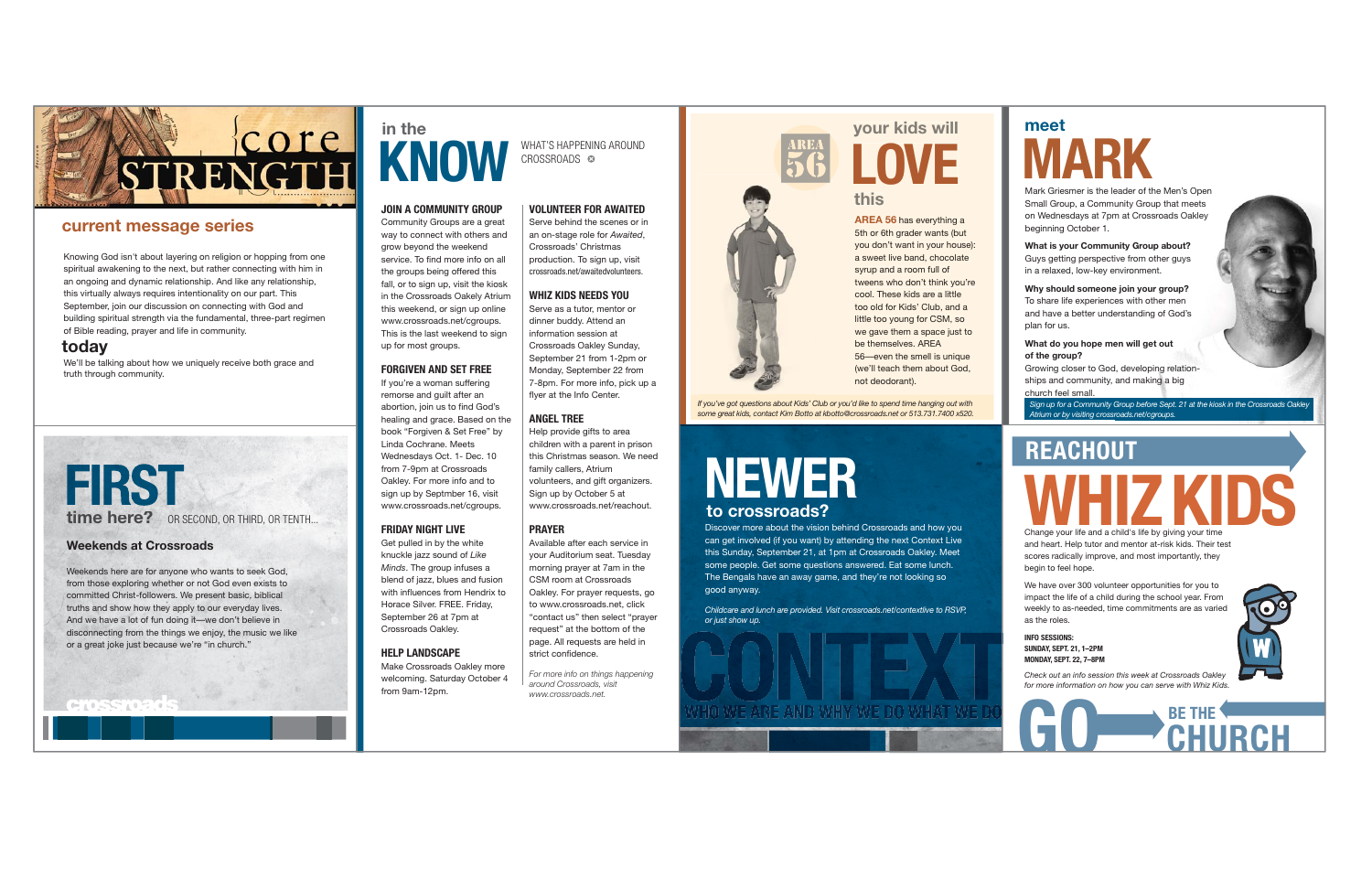# core STRENGTH

## current message series

Knowing God isn't about layering on religion or hopping from one spiritual awakening to the next, but rather connecting with him in an ongoing and dynamic relationship. And like any relationship, this virtually always requires intentionality on our part. This September, join our discussion on connecting with God and building spiritual strength via the fundamental, three-part regimen of Bible reading, prayer and life in community.

### today

We'll be talking about how we uniquely receive both grace and truth through community.

# FIRST

## time here? OR SECOND, OR THIRD, OR TENTH...

### Weekends at Crossroads

Weekends here are for anyone who wants to seek God, from those exploring whether or not God even exists to committed Christ-followers. We present basic, biblical truths and show how they apply to our everyday lives. And we have a lot of fun doing it—we don't believe in disconnecting from the things we enjoy, the music we like or a great joke just because we're "in church."

crossroads

# in the KNOW

WHAT'S HAPPENING AROUND CROSSROADS

### JOIN A COMMUNITY GROUP

Community Groups are a great way to connect with others and grow beyond the weekend service. To find more info on all the groups being offered this fall, or to sign up, visit the kiosk in the Crossroads Oakely Atrium this weekend, or sign up online www.crossroads.net/cgroups. This is the last weekend to sign up for most groups.

### FORGIVEN AND SET FREE

If you're a woman suffering remorse and guilt after an abortion, join us to find God's healing and grace. Based on the book "Forgiven & Set Free" by Linda Cochrane. Meets Wednesdays Oct. 1- Dec. 10 from 7-9pm at Crossroads Oakley. For more info and to sign up by Septmber 16, visit www.crossroads.net/cgroups.

### FRIDAY NIGHT LIVE

Get pulled in by the white knuckle jazz sound of *Like Minds*. The group infuses a blend of jazz, blues and fusion with influences from Hendrix to Horace Silver. FREE. Friday, September 26 at 7pm at Crossroads Oakley.

### HELP LANDSCAPE

Make Crossroads Oakley more welcoming. Saturday October 4 from 9am-12pm.

### VOLUNTEER FOR AWAITED

Serve behind the scenes or in an on-stage role for *Awaited*, Crossroads' Christmas production. To sign up, visit crossroads.net/awaitedvolunteers.

### WHIZ KIDS NEEDS YOU

Serve as a tutor, mentor or dinner buddy. Attend an information session at Crossroads Oakley Sunday, September 21 from 1-2pm or Monday, September 22 from 7-8pm. For more info, pick up a flyer at the Info Center.

### ANGEL TREE

Help provide gifts to area children with a parent in prison this Christmas season. We need family callers, Atrium volunteers, and gift organizers. Sign up by October 5 at www.crossroads.net/reachout.

### PRAYER

Available after each service in your Auditorium seat. Tuesday morning prayer at 7am in the CSM room at Crossroads Oakley. For prayer requests, go to www.crossroads.net, click "contact us" then select "prayer request" at the bottom of the page. All requests are held in strict confidence.

*For more info on things happening around Crossroads, visit www.crossroads.net.*

# your kids will LOVE this

AREA 56

**AREA 56** has everything a 5th or 6th grader wants (but you don't want in your house): a sweet live band, chocolate syrup and a room full of tweens who don't think you're cool. These kids are a little too old for Kids' Club, and a little too young for CSM, so we gave them a space just to be themselves. AREA 56—even the smell is unique (we'll teach them about God, not deodorant).

*If you've got questions about Kids' Club or you'd like to spend time hanging out with some great kids, contact Kim Botto at kbotto@crossroads.net or 513.731.7400 x520.*

# NEWER

## to crossroads?

Discover more about the vision behind Crossroads and how you can get involved (if you want) by attending the next Context Live this Sunday, September 21, at 1pm at Crossroads Oakley. Meet some people. Get some questions answered. Eat some lunch. The Bengals have an away game, and they're not looking so good anyway.

*Childcare and lunch are provided. Visit crossroads.net/contextlive to RSVP, or just show up.*

CONTEXT

WHO WE ARE AND WHY WE DO WHAT WE DO

# meet MARK

Mark Griesmer is the leader of the Men's Open Small Group, a Community Group that meets on Wednesdays at 7pm at Crossroads Oakley beginning October 1.

**What is your Community Group about?**
Guys getting perspective from other guys in a relaxed, low-key environment.

**Why should someone join your group?**
To share life experiences with other men and have a better understanding of God's plan for us.

**What do you hope men will get out of the group?**
Growing closer to God, developing relationships and community, and making a big church feel small.

*Sign up for a Community Group before Sept. 21 at the kiosk in the Crossroads Oakley Atrium or by visiting crossroads.net/cgroups.*

# REACHOUT WHIZ KIDS

Change your life and a child's life by giving your time and heart. Help tutor and mentor at-risk kids. Their test scores radically improve, and most importantly, they begin to feel hope.

We have over 300 volunteer opportunities for you to impact the life of a child during the school year. From weekly to as-needed, time commitments are as varied as the roles.

**INFO SESSIONS:**
**SUNDAY, SEPT. 21, 1–2PM**
**MONDAY, SEPT. 22, 7–8PM**

*Check out an info session this week at Crossroads Oakley for more information on how you can serve with Whiz Kids.*

GO BE THE CHURCH